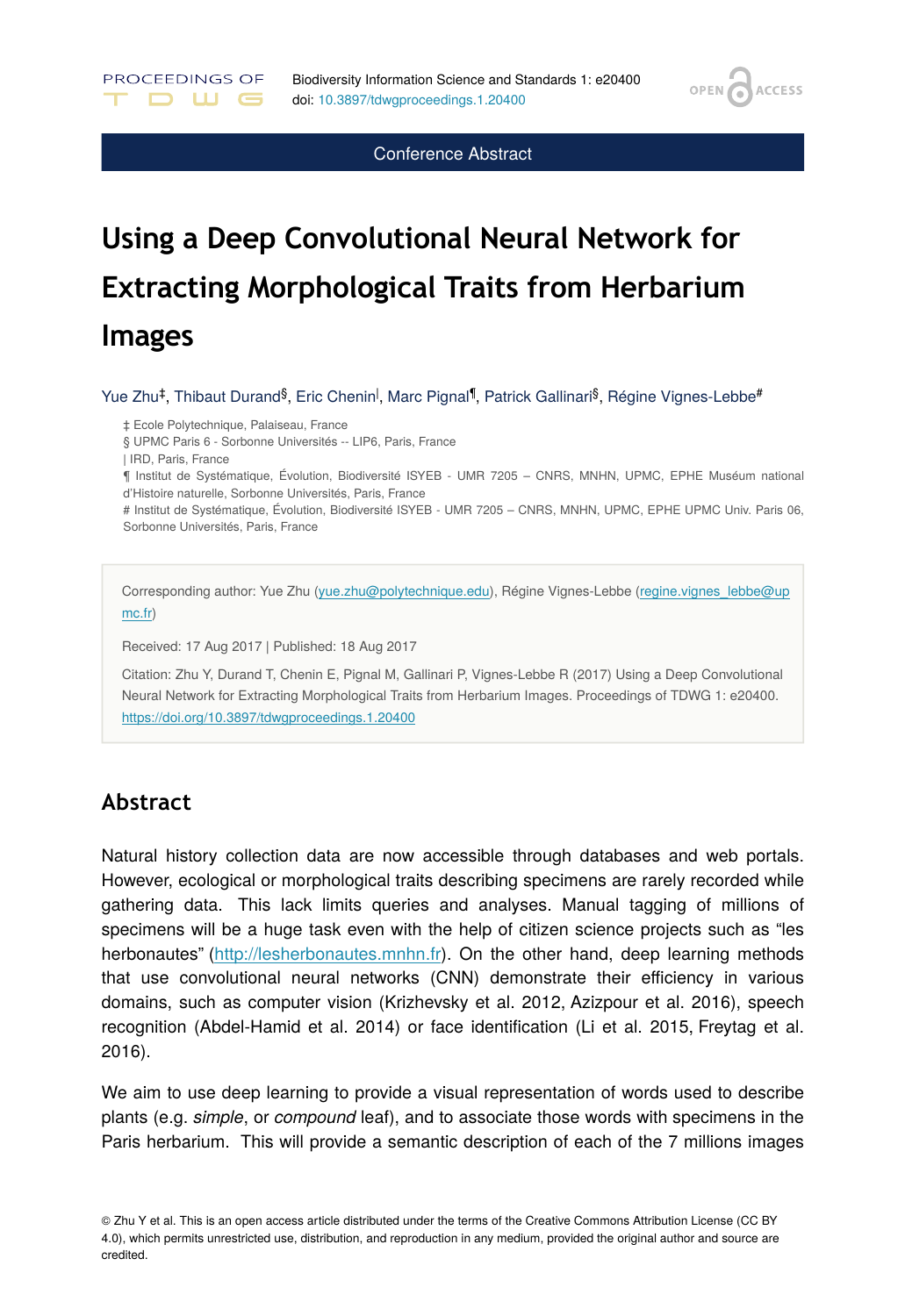PROCEEDINGS OF TDWG

Biodiversity Information Science and Standards 1: e20400
doi: 10.3897/tdwgproceedings.1.20400

OPEN ACCESS

Conference Abstract

# Using a Deep Convolutional Neural Network for Extracting Morphological Traits from Herbarium Images

Yue Zhu[‡], Thibaut Durand[§], Eric Chenin[|], Marc Pignal[¶], Patrick Gallinari[§], Régine Vignes-Lebbe[#]

‡ Ecole Polytechnique, Palaiseau, France
§ UPMC Paris 6 - Sorbonne Universités -- LIP6, Paris, France
| IRD, Paris, France
¶ Institut de Systématique, Évolution, Biodiversité ISYEB - UMR 7205 – CNRS, MNHN, UPMC, EPHE Muséum national d'Histoire naturelle, Sorbonne Universités, Paris, France
# Institut de Systématique, Évolution, Biodiversité ISYEB - UMR 7205 – CNRS, MNHN, UPMC, EPHE UPMC Univ. Paris 06, Sorbonne Universités, Paris, France

Corresponding author: Yue Zhu (yue.zhu@polytechnique.edu), Régine Vignes-Lebbe (regine.vignes_lebbe@upmc.fr)

Received: 17 Aug 2017 | Published: 18 Aug 2017

Citation: Zhu Y, Durand T, Chenin E, Pignal M, Gallinari P, Vignes-Lebbe R (2017) Using a Deep Convolutional Neural Network for Extracting Morphological Traits from Herbarium Images. Proceedings of TDWG 1: e20400. https://doi.org/10.3897/tdwgproceedings.1.20400

## Abstract

Natural history collection data are now accessible through databases and web portals. However, ecological or morphological traits describing specimens are rarely recorded while gathering data. This lack limits queries and analyses. Manual tagging of millions of specimens will be a huge task even with the help of citizen science projects such as “les herbonautes” (http://lesherbonautes.mnhn.fr). On the other hand, deep learning methods that use convolutional neural networks (CNN) demonstrate their efficiency in various domains, such as computer vision (Krizhevsky et al. 2012, Azizpour et al. 2016), speech recognition (Abdel-Hamid et al. 2014) or face identification (Li et al. 2015, Freytag et al. 2016).

We aim to use deep learning to provide a visual representation of words used to describe plants (e.g. *simple*, or *compound* leaf), and to associate those words with specimens in the Paris herbarium. This will provide a semantic description of each of the 7 millions images

© Zhu Y et al. This is an open access article distributed under the terms of the Creative Commons Attribution License (CC BY 4.0), which permits unrestricted use, distribution, and reproduction in any medium, provided the original author and source are credited.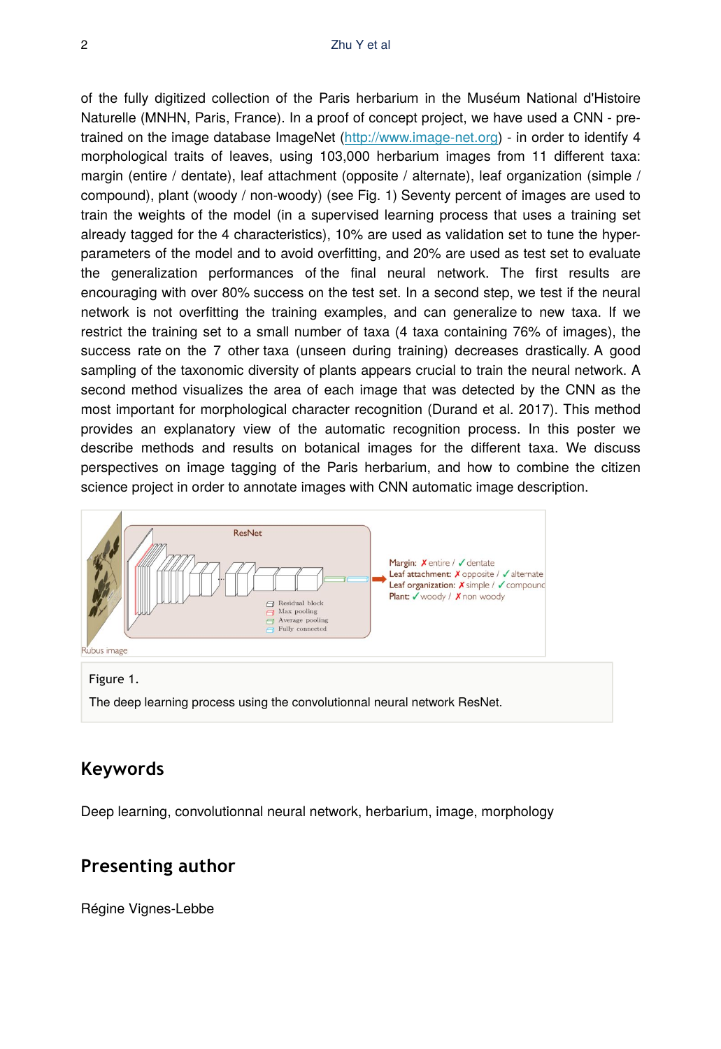of the fully digitized collection of the Paris herbarium in the Muséum National d'Histoire Naturelle (MNHN, Paris, France). In a proof of concept project, we have used a CNN - pre-trained on the image database ImageNet (http://www.image-net.org) - in order to identify 4 morphological traits of leaves, using 103,000 herbarium images from 11 different taxa: margin (entire / dentate), leaf attachment (opposite / alternate), leaf organization (simple / compound), plant (woody / non-woody) (see Fig. 1) Seventy percent of images are used to train the weights of the model (in a supervised learning process that uses a training set already tagged for the 4 characteristics), 10% are used as validation set to tune the hyper-parameters of the model and to avoid overfitting, and 20% are used as test set to evaluate the generalization performances of the final neural network. The first results are encouraging with over 80% success on the test set. In a second step, we test if the neural network is not overfitting the training examples, and can generalize to new taxa. If we restrict the training set to a small number of taxa (4 taxa containing 76% of images), the success rate on the 7 other taxa (unseen during training) decreases drastically. A good sampling of the taxonomic diversity of plants appears crucial to train the neural network. A second method visualizes the area of each image that was detected by the CNN as the most important for morphological character recognition (Durand et al. 2017). This method provides an explanatory view of the automatic recognition process. In this poster we describe methods and results on botanical images for the different taxa. We discuss perspectives on image tagging of the Paris herbarium, and how to combine the citizen science project in order to annotate images with CNN automatic image description.

ResNet

Residual block
Max pooling
Average pooling
Fully connected

Rubus image

Margin: ✗ entire / ✓ dentate
Leaf attachment: ✗ opposite / ✓ alternate
Leaf organization: ✗ simple / ✓ compound
Plant: ✓ woody / ✗ non woody

Figure 1.

The deep learning process using the convolutionnal neural network ResNet.

## Keywords

Deep learning, convolutionnal neural network, herbarium, image, morphology

## Presenting author

Régine Vignes-Lebbe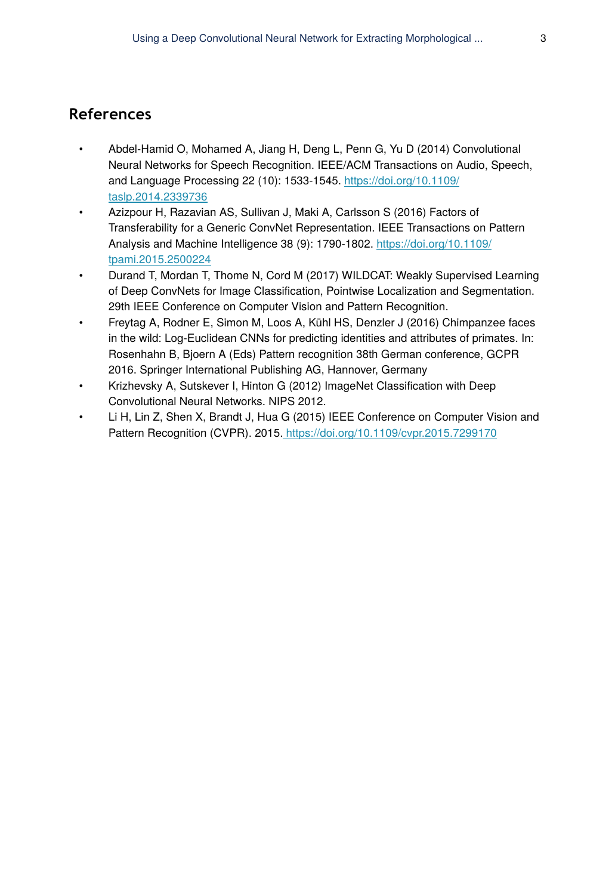## References

- Abdel-Hamid O, Mohamed A, Jiang H, Deng L, Penn G, Yu D (2014) Convolutional Neural Networks for Speech Recognition. IEEE/ACM Transactions on Audio, Speech, and Language Processing 22 (10): 1533-1545. https://doi.org/10.1109/taslp.2014.2339736
- Azizpour H, Razavian AS, Sullivan J, Maki A, Carlsson S (2016) Factors of Transferability for a Generic ConvNet Representation. IEEE Transactions on Pattern Analysis and Machine Intelligence 38 (9): 1790-1802. https://doi.org/10.1109/tpami.2015.2500224
- Durand T, Mordan T, Thome N, Cord M (2017) WILDCAT: Weakly Supervised Learning of Deep ConvNets for Image Classification, Pointwise Localization and Segmentation. 29th IEEE Conference on Computer Vision and Pattern Recognition.
- Freytag A, Rodner E, Simon M, Loos A, Kühl HS, Denzler J (2016) Chimpanzee faces in the wild: Log-Euclidean CNNs for predicting identities and attributes of primates. In: Rosenhahn B, Bjoern A (Eds) Pattern recognition 38th German conference, GCPR 2016. Springer International Publishing AG, Hannover, Germany
- Krizhevsky A, Sutskever I, Hinton G (2012) ImageNet Classification with Deep Convolutional Neural Networks. NIPS 2012.
- Li H, Lin Z, Shen X, Brandt J, Hua G (2015) IEEE Conference on Computer Vision and Pattern Recognition (CVPR). 2015. https://doi.org/10.1109/cvpr.2015.7299170